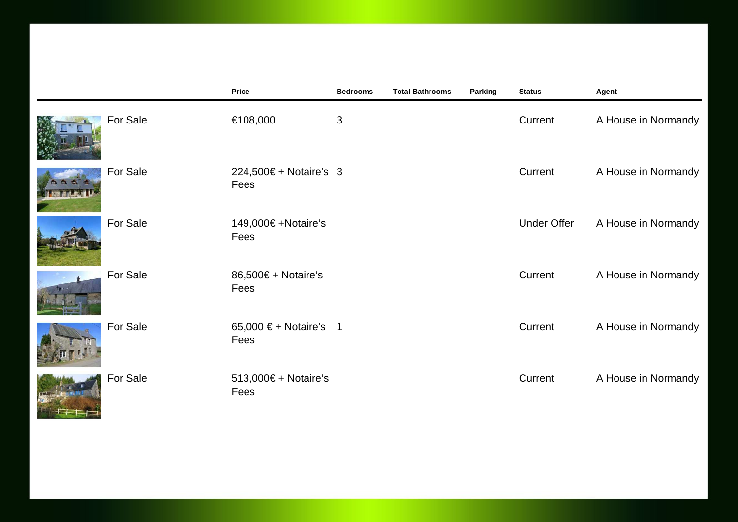| | | Price | Bedrooms | Total Bathrooms | Parking | Status | Agent |
|---|---|---|---|---|---|---|---|
| | For Sale | €108,000 | 3 | | | Current | A House in Normandy |
| | For Sale | 224,500€ + Notaire's Fees | 3 | | | Current | A House in Normandy |
| | For Sale | 149,000€ +Notaire’s Fees | | | | Under Offer | A House in Normandy |
| | For Sale | 86,500€ + Notaire’s Fees | | | | Current | A House in Normandy |
| | For Sale | 65,000 € + Notaire's Fees | 1 | | | Current | A House in Normandy |
| | For Sale | 513,000€ + Notaire’s Fees | | | | Current | A House in Normandy |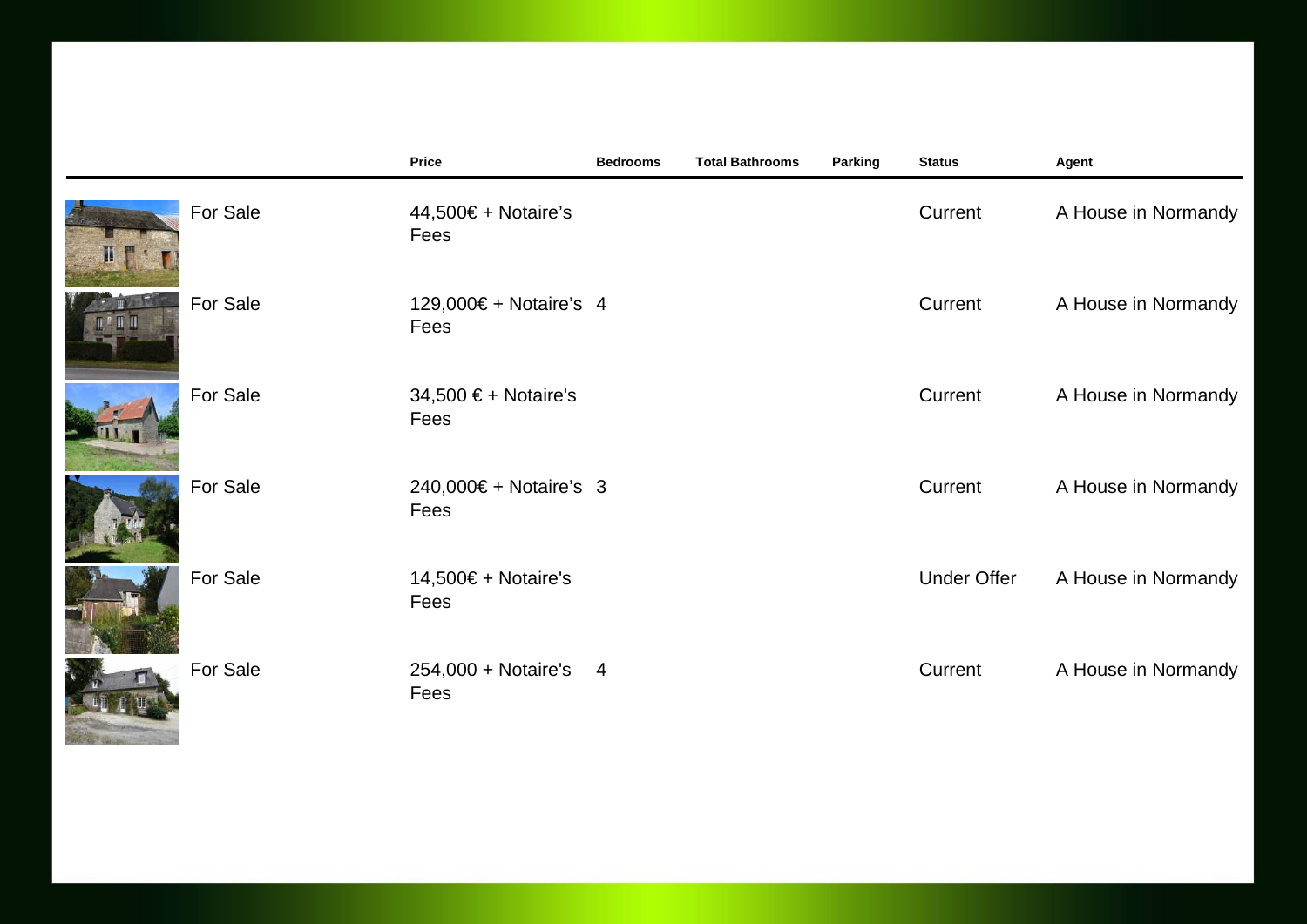| | | Price | Bedrooms | Total Bathrooms | Parking | Status | Agent |
|---|---|---|---|---|---|---|---|
| | For Sale | 44,500€ + Notaire’s Fees | | | | Current | A House in Normandy |
| | For Sale | 129,000€ + Notaire’s Fees | 4 | | | Current | A House in Normandy |
| | For Sale | 34,500 € + Notaire's Fees | | | | Current | A House in Normandy |
| | For Sale | 240,000€ + Notaire’s Fees | 3 | | | Current | A House in Normandy |
| | For Sale | 14,500€ + Notaire's Fees | | | | Under Offer | A House in Normandy |
| | For Sale | 254,000 + Notaire's Fees | 4 | | | Current | A House in Normandy |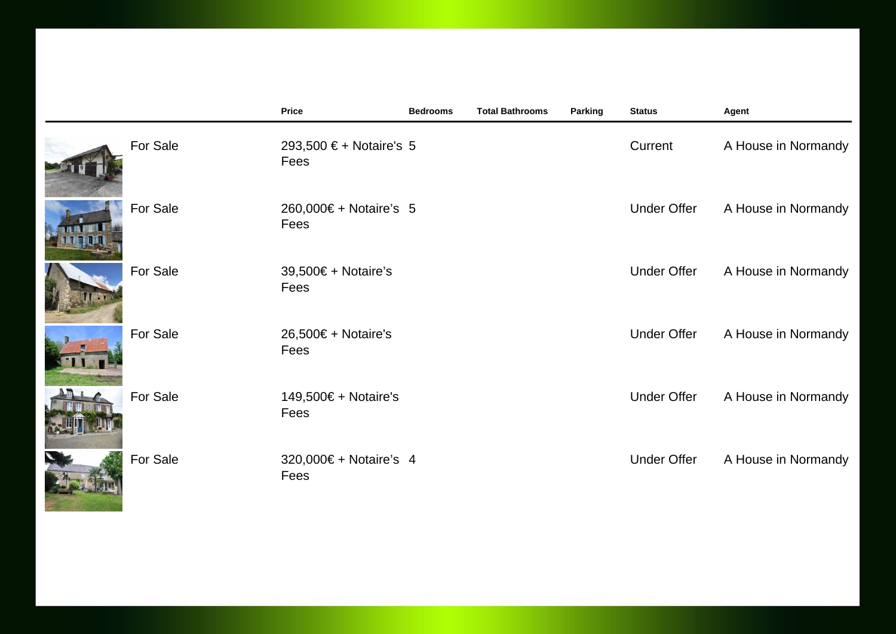| | | Price | Bedrooms | Total Bathrooms | Parking | Status | Agent |
|---|---|---|---|---|---|---|---|
| | For Sale | 293,500 € + Notaire's Fees | 5 | | | Current | A House in Normandy |
| | For Sale | 260,000€ + Notaire’s Fees | 5 | | | Under Offer | A House in Normandy |
| | For Sale | 39,500€ + Notaire’s Fees | | | | Under Offer | A House in Normandy |
| | For Sale | 26,500€ + Notaire's Fees | | | | Under Offer | A House in Normandy |
| | For Sale | 149,500€ + Notaire's Fees | | | | Under Offer | A House in Normandy |
| | For Sale | 320,000€ + Notaire’s Fees | 4 | | | Under Offer | A House in Normandy |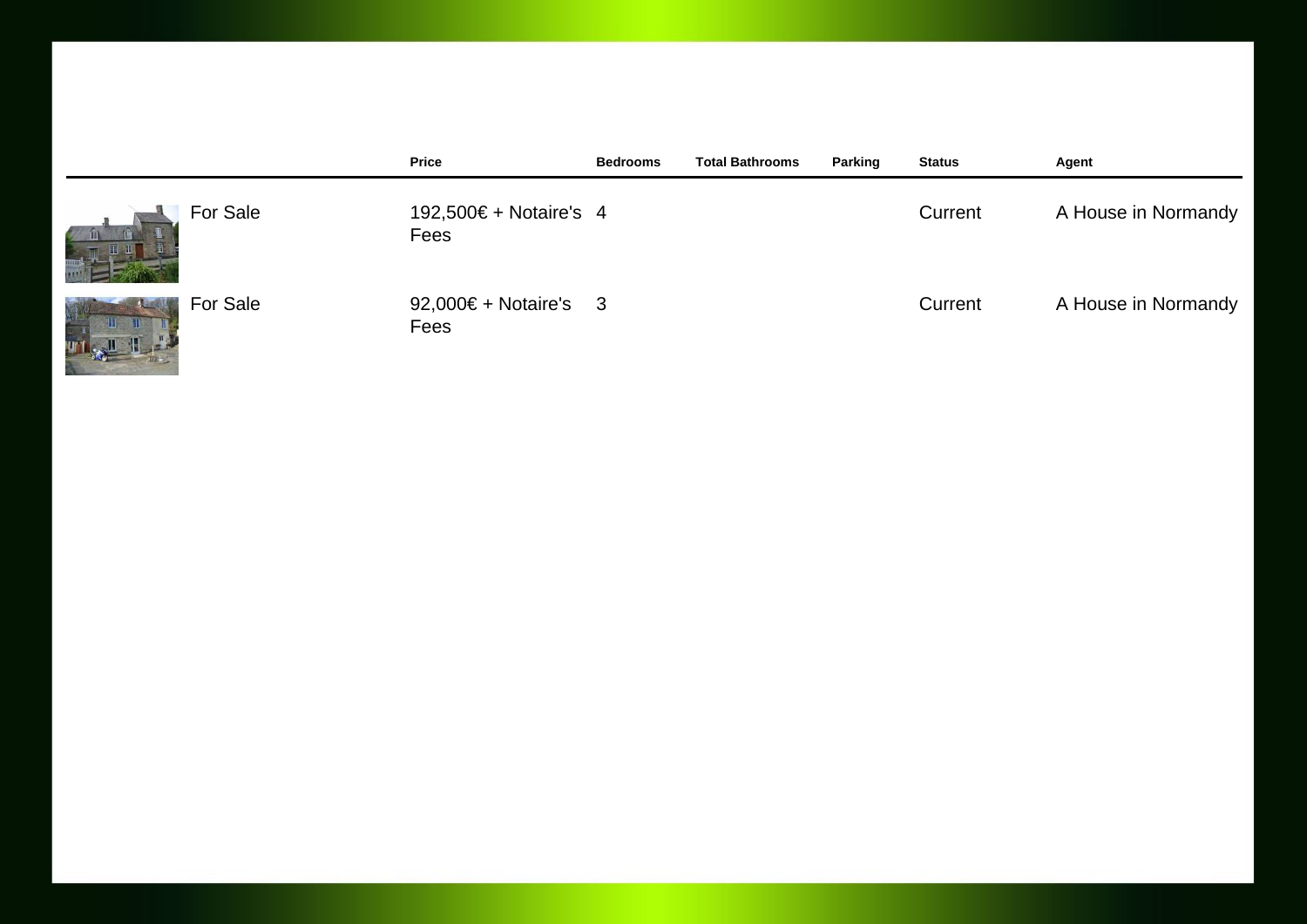| | | Price | Bedrooms | Total Bathrooms | Parking | Status | Agent |
|---|---|---|---|---|---|---|---|
| | For Sale | 192,500€ + Notaire's Fees | 4 | | | Current | A House in Normandy |
| | For Sale | 92,000€ + Notaire's Fees | 3 | | | Current | A House in Normandy |